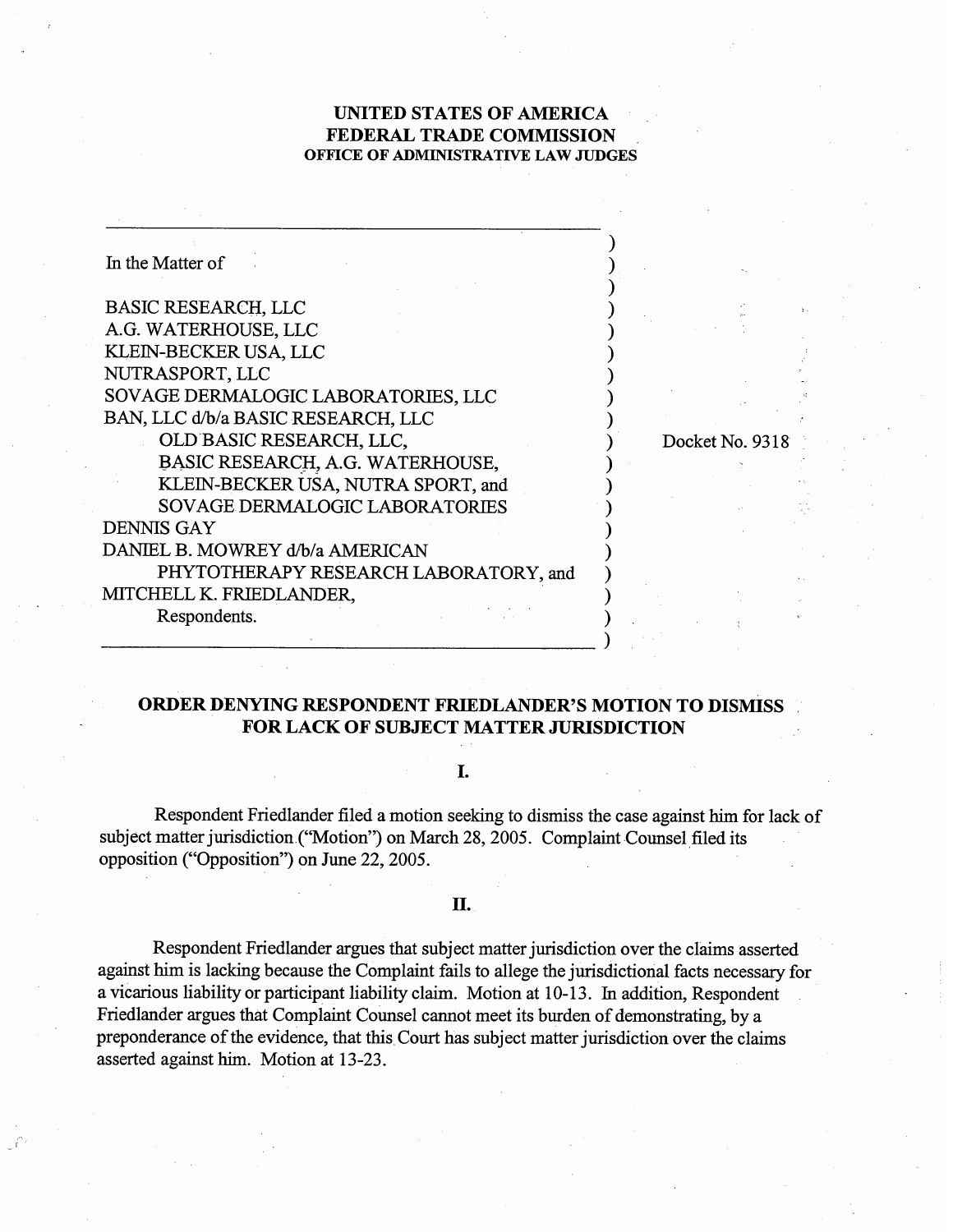**UNITED STATES OF AMERICA**
**FEDERAL TRADE COMMISSION**
**OFFICE OF ADMINISTRATIVE LAW JUDGES**

In the Matter of

BASIC RESEARCH, LLC
A.G. WATERHOUSE, LLC
KLEIN-BECKER USA, LLC
NUTRASPORT, LLC
SOVAGE DERMALOGIC LABORATORIES, LLC
BAN, LLC d/b/a BASIC RESEARCH, LLC
OLD BASIC RESEARCH, LLC,
BASIC RESEARCH, A.G. WATERHOUSE,
KLEIN-BECKER USA, NUTRA SPORT, and
SOVAGE DERMALOGIC LABORATORIES
DENNIS GAY
DANIEL B. MOWREY d/b/a AMERICAN
PHYTOTHERAPY RESEARCH LABORATORY, and
MITCHELL K. FRIEDLANDER,
Respondents.

Docket No. 9318

## ORDER DENYING RESPONDENT FRIEDLANDER'S MOTION TO DISMISS FOR LACK OF SUBJECT MATTER JURISDICTION

### I.

Respondent Friedlander filed a motion seeking to dismiss the case against him for lack of subject matter jurisdiction ("Motion") on March 28, 2005. Complaint Counsel filed its opposition ("Opposition") on June 22, 2005.

### II.

Respondent Friedlander argues that subject matter jurisdiction over the claims asserted against him is lacking because the Complaint fails to allege the jurisdictional facts necessary for a vicarious liability or participant liability claim. Motion at 10-13. In addition, Respondent Friedlander argues that Complaint Counsel cannot meet its burden of demonstrating, by a preponderance of the evidence, that this Court has subject matter jurisdiction over the claims asserted against him. Motion at 13-23.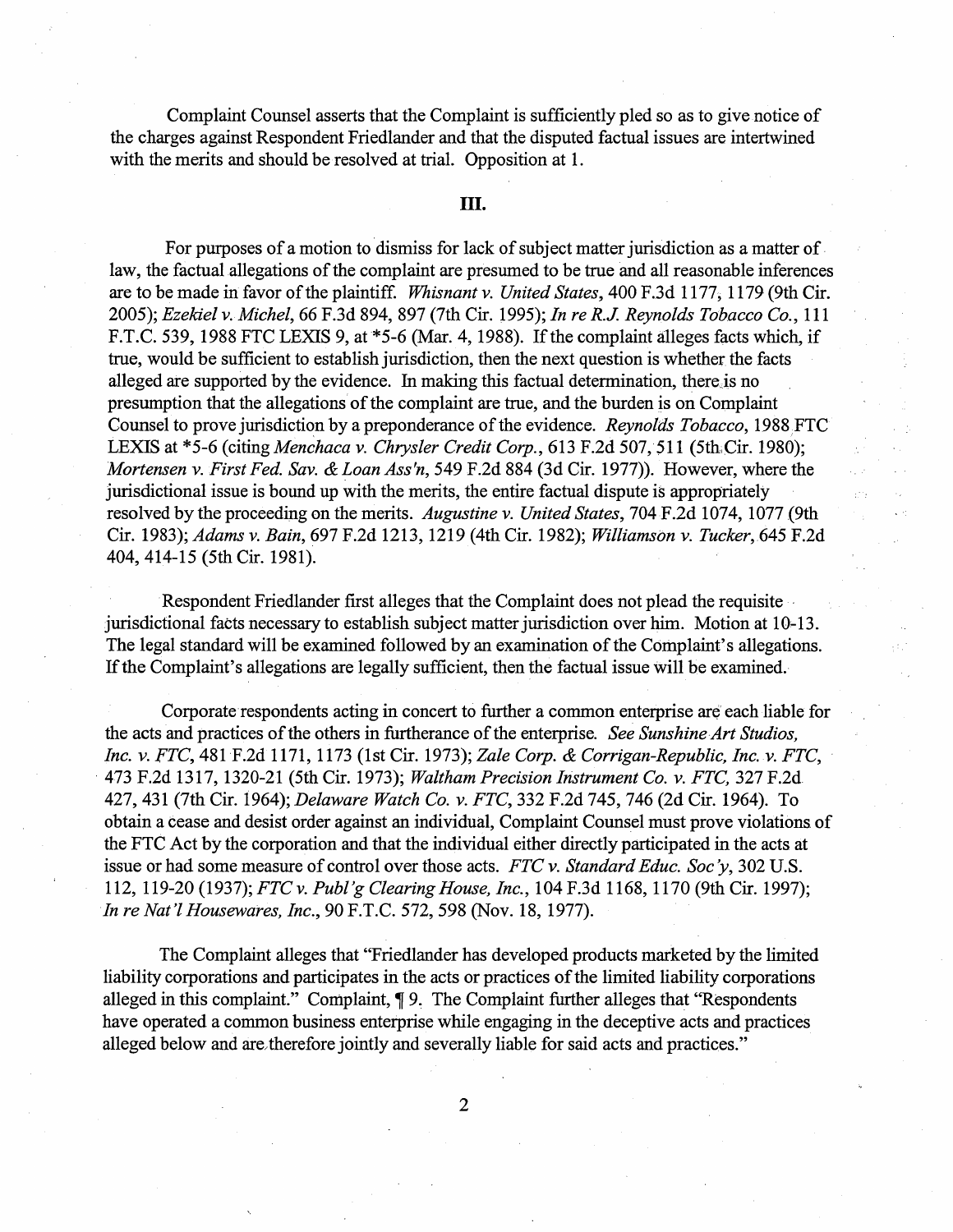Complaint Counsel asserts that the Complaint is sufficiently pled so as to give notice of the charges against Respondent Friedlander and that the disputed factual issues are intertwined with the merits and should be resolved at trial. Opposition at 1.

## III.

For purposes of a motion to dismiss for lack of subject matter jurisdiction as a matter of law, the factual allegations of the complaint are presumed to be true and all reasonable inferences are to be made in favor of the plaintiff. *Whisnant v. United States*, 400 F.3d 1177, 1179 (9th Cir. 2005); *Ezekiel v. Michel*, 66 F.3d 894, 897 (7th Cir. 1995); *In re R.J. Reynolds Tobacco Co.*, 111 F.T.C. 539, 1988 FTC LEXIS 9, at *5-6 (Mar. 4, 1988). If the complaint alleges facts which, if true, would be sufficient to establish jurisdiction, then the next question is whether the facts alleged are supported by the evidence. In making this factual determination, there is no presumption that the allegations of the complaint are true, and the burden is on Complaint Counsel to prove jurisdiction by a preponderance of the evidence. *Reynolds Tobacco*, 1988 FTC LEXIS at *5-6 (citing *Menchaca v. Chrysler Credit Corp.*, 613 F.2d 507, 511 (5th Cir. 1980); *Mortensen v. First Fed. Sav. & Loan Ass'n*, 549 F.2d 884 (3d Cir. 1977)). However, where the jurisdictional issue is bound up with the merits, the entire factual dispute is appropriately resolved by the proceeding on the merits. *Augustine v. United States*, 704 F.2d 1074, 1077 (9th Cir. 1983); *Adams v. Bain*, 697 F.2d 1213, 1219 (4th Cir. 1982); *Williamson v. Tucker*, 645 F.2d 404, 414-15 (5th Cir. 1981).

Respondent Friedlander first alleges that the Complaint does not plead the requisite jurisdictional facts necessary to establish subject matter jurisdiction over him. Motion at 10-13. The legal standard will be examined followed by an examination of the Complaint's allegations. If the Complaint's allegations are legally sufficient, then the factual issue will be examined.

Corporate respondents acting in concert to further a common enterprise are each liable for the acts and practices of the others in furtherance of the enterprise. *See Sunshine Art Studios, Inc. v. FTC*, 481 F.2d 1171, 1173 (1st Cir. 1973); *Zale Corp. & Corrigan-Republic, Inc. v. FTC*, 473 F.2d 1317, 1320-21 (5th Cir. 1973); *Waltham Precision Instrument Co. v. FTC*, 327 F.2d 427, 431 (7th Cir. 1964); *Delaware Watch Co. v. FTC*, 332 F.2d 745, 746 (2d Cir. 1964). To obtain a cease and desist order against an individual, Complaint Counsel must prove violations of the FTC Act by the corporation and that the individual either directly participated in the acts at issue or had some measure of control over those acts. *FTC v. Standard Educ. Soc'y*, 302 U.S. 112, 119-20 (1937); *FTC v. Publ'g Clearing House, Inc.*, 104 F.3d 1168, 1170 (9th Cir. 1997); *In re Nat'l Housewares, Inc.*, 90 F.T.C. 572, 598 (Nov. 18, 1977).

The Complaint alleges that "Friedlander has developed products marketed by the limited liability corporations and participates in the acts or practices of the limited liability corporations alleged in this complaint." Complaint, ¶ 9. The Complaint further alleges that "Respondents have operated a common business enterprise while engaging in the deceptive acts and practices alleged below and are therefore jointly and severally liable for said acts and practices."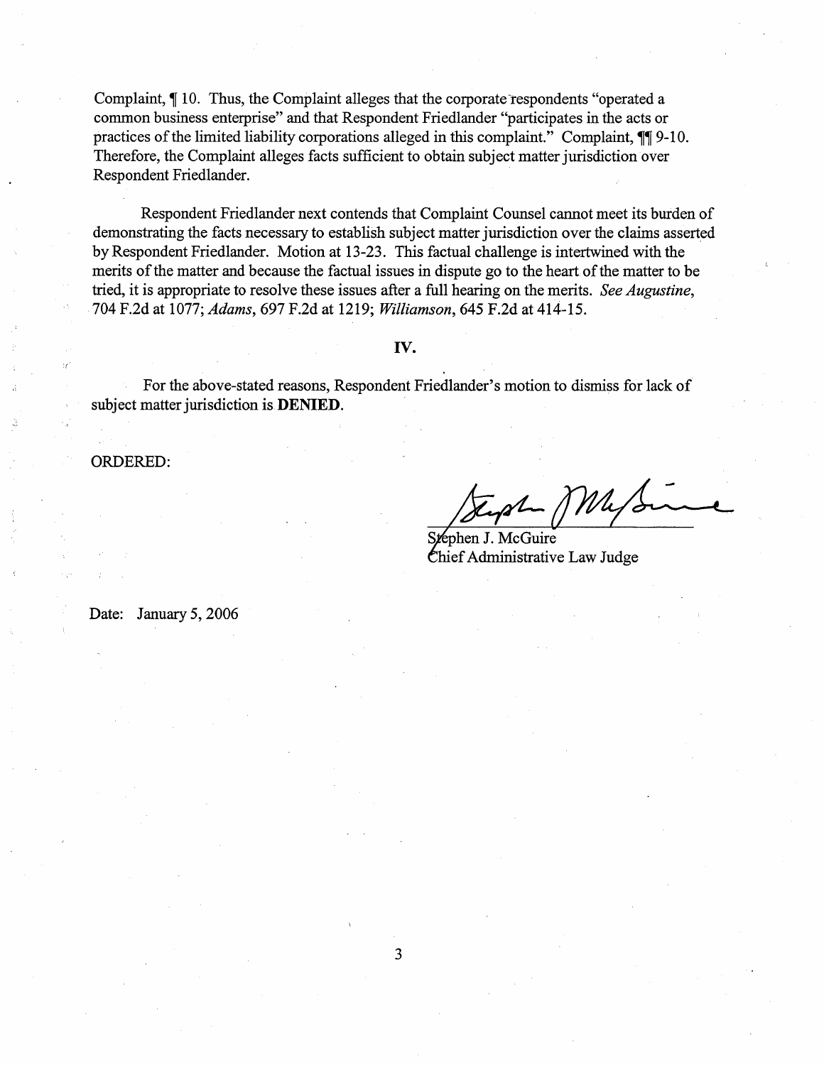Complaint, ¶ 10. Thus, the Complaint alleges that the corporate respondents "operated a common business enterprise" and that Respondent Friedlander "participates in the acts or practices of the limited liability corporations alleged in this complaint." Complaint, ¶¶ 9-10. Therefore, the Complaint alleges facts sufficient to obtain subject matter jurisdiction over Respondent Friedlander.

Respondent Friedlander next contends that Complaint Counsel cannot meet its burden of demonstrating the facts necessary to establish subject matter jurisdiction over the claims asserted by Respondent Friedlander. Motion at 13-23. This factual challenge is intertwined with the merits of the matter and because the factual issues in dispute go to the heart of the matter to be tried, it is appropriate to resolve these issues after a full hearing on the merits. *See Augustine*, 704 F.2d at 1077; *Adams*, 697 F.2d at 1219; *Williamson*, 645 F.2d at 414-15.

## IV.

For the above-stated reasons, Respondent Friedlander's motion to dismiss for lack of subject matter jurisdiction is **DENIED**.

ORDERED:

Stephen J. McGuire
Chief Administrative Law Judge

Date: January 5, 2006